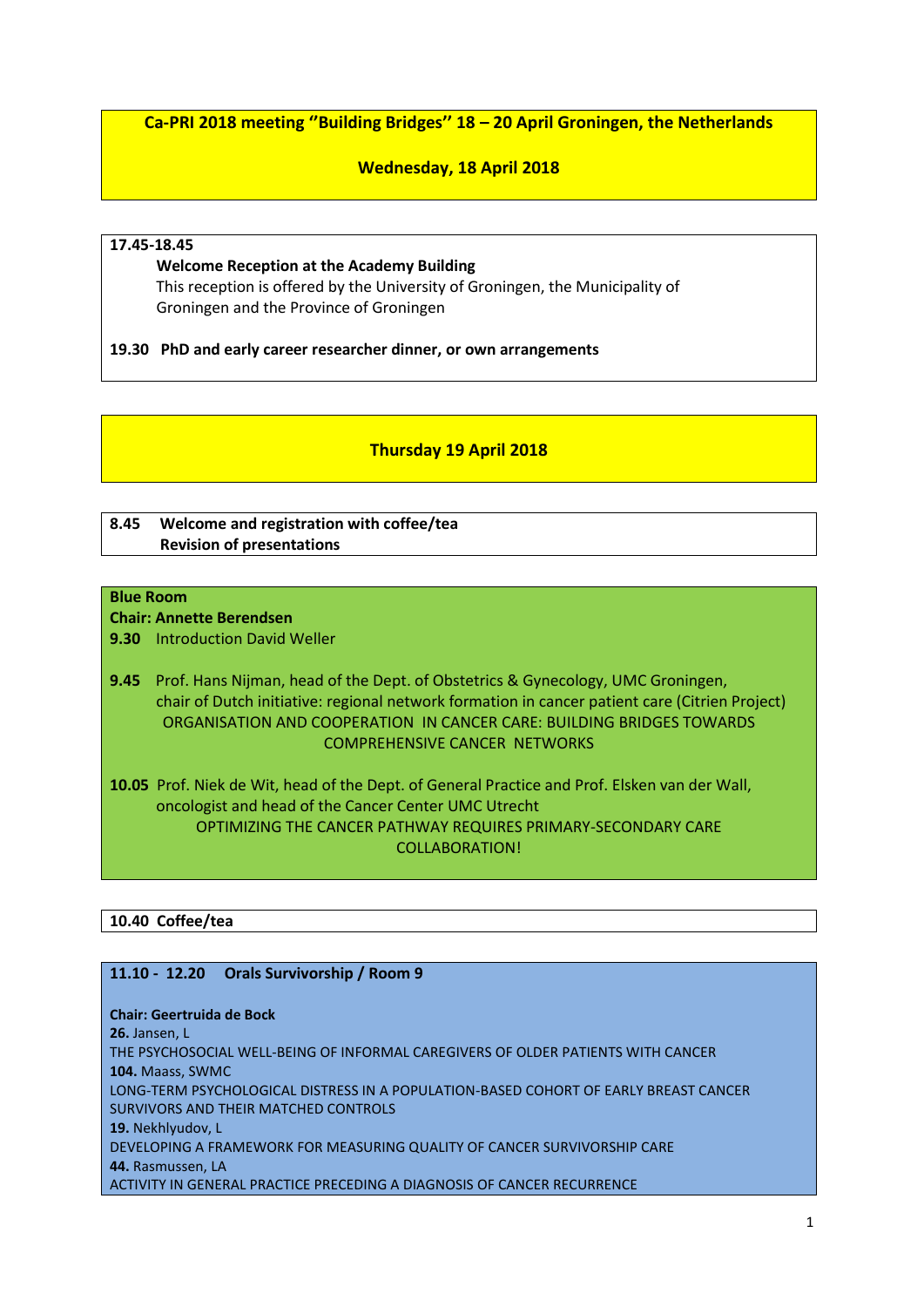# Ca-PRI 2018 meeting "Building Bridges" 18 – 20 April Groningen, the Netherlands

## Wednesday, 18 April 2018

**17.45-18.45**

**Welcome Reception at the Academy Building**
This reception is offered by the University of Groningen, the Municipality of Groningen and the Province of Groningen

**19.30 PhD and early career researcher dinner, or own arrangements**

## Thursday 19 April 2018

**8.45 Welcome and registration with coffee/tea**
**Revision of presentations**

**Blue Room**
**Chair: Annette Berendsen**

**9.30** Introduction David Weller

**9.45** Prof. Hans Nijman, head of the Dept. of Obstetrics & Gynecology, UMC Groningen, chair of Dutch initiative: regional network formation in cancer patient care (Citrien Project)
ORGANISATION AND COOPERATION IN CANCER CARE: BUILDING BRIDGES TOWARDS COMPREHENSIVE CANCER NETWORKS

**10.05** Prof. Niek de Wit, head of the Dept. of General Practice and Prof. Elsken van der Wall, oncologist and head of the Cancer Center UMC Utrecht
OPTIMIZING THE CANCER PATHWAY REQUIRES PRIMARY-SECONDARY CARE COLLABORATION!

**10.40 Coffee/tea**

**11.10 - 12.20 Orals Survivorship / Room 9**

**Chair: Geertruida de Bock**

**26.** Jansen, L
THE PSYCHOSOCIAL WELL-BEING OF INFORMAL CAREGIVERS OF OLDER PATIENTS WITH CANCER

**104.** Maass, SWMC
LONG-TERM PSYCHOLOGICAL DISTRESS IN A POPULATION-BASED COHORT OF EARLY BREAST CANCER SURVIVORS AND THEIR MATCHED CONTROLS

**19.** Nekhlyudov, L
DEVELOPING A FRAMEWORK FOR MEASURING QUALITY OF CANCER SURVIVORSHIP CARE

**44.** Rasmussen, LA
ACTIVITY IN GENERAL PRACTICE PRECEDING A DIAGNOSIS OF CANCER RECURRENCE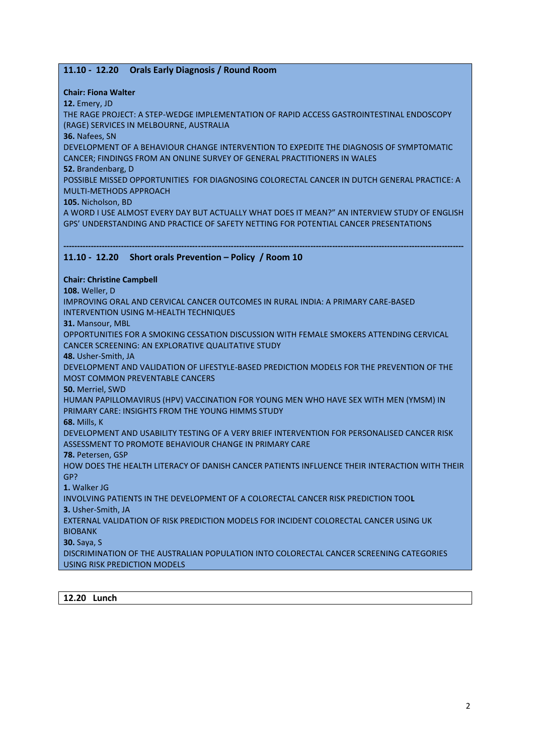## 11.10 - 12.20 Orals Early Diagnosis / Round Room

**Chair: Fiona Walter**

**12.** Emery, JD
THE RAGE PROJECT: A STEP-WEDGE IMPLEMENTATION OF RAPID ACCESS GASTROINTESTINAL ENDOSCOPY (RAGE) SERVICES IN MELBOURNE, AUSTRALIA

**36.** Nafees, SN
DEVELOPMENT OF A BEHAVIOUR CHANGE INTERVENTION TO EXPEDITE THE DIAGNOSIS OF SYMPTOMATIC CANCER; FINDINGS FROM AN ONLINE SURVEY OF GENERAL PRACTITIONERS IN WALES

**52.** Brandenbarg, D
POSSIBLE MISSED OPPORTUNITIES FOR DIAGNOSING COLORECTAL CANCER IN DUTCH GENERAL PRACTICE: A MULTI-METHODS APPROACH

**105.** Nicholson, BD
A WORD I USE ALMOST EVERY DAY BUT ACTUALLY WHAT DOES IT MEAN?" AN INTERVIEW STUDY OF ENGLISH GPS' UNDERSTANDING AND PRACTICE OF SAFETY NETTING FOR POTENTIAL CANCER PRESENTATIONS

---

## 11.10 - 12.20 Short orals Prevention – Policy / Room 10

**Chair: Christine Campbell**

**108.** Weller, D
IMPROVING ORAL AND CERVICAL CANCER OUTCOMES IN RURAL INDIA: A PRIMARY CARE-BASED INTERVENTION USING M-HEALTH TECHNIQUES

**31.** Mansour, MBL
OPPORTUNITIES FOR A SMOKING CESSATION DISCUSSION WITH FEMALE SMOKERS ATTENDING CERVICAL CANCER SCREENING: AN EXPLORATIVE QUALITATIVE STUDY

**48.** Usher-Smith, JA
DEVELOPMENT AND VALIDATION OF LIFESTYLE-BASED PREDICTION MODELS FOR THE PREVENTION OF THE MOST COMMON PREVENTABLE CANCERS

**50.** Merriel, SWD
HUMAN PAPILLOMAVIRUS (HPV) VACCINATION FOR YOUNG MEN WHO HAVE SEX WITH MEN (YMSM) IN PRIMARY CARE: INSIGHTS FROM THE YOUNG HIMMS STUDY

**68.** Mills, K
DEVELOPMENT AND USABILITY TESTING OF A VERY BRIEF INTERVENTION FOR PERSONALISED CANCER RISK ASSESSMENT TO PROMOTE BEHAVIOUR CHANGE IN PRIMARY CARE

**78.** Petersen, GSP
HOW DOES THE HEALTH LITERACY OF DANISH CANCER PATIENTS INFLUENCE THEIR INTERACTION WITH THEIR GP?

**1.** Walker JG
INVOLVING PATIENTS IN THE DEVELOPMENT OF A COLORECTAL CANCER RISK PREDICTION TOOL

**3.** Usher-Smith, JA
EXTERNAL VALIDATION OF RISK PREDICTION MODELS FOR INCIDENT COLORECTAL CANCER USING UK BIOBANK

**30.** Saya, S
DISCRIMINATION OF THE AUSTRALIAN POPULATION INTO COLORECTAL CANCER SCREENING CATEGORIES USING RISK PREDICTION MODELS

## 12.20 Lunch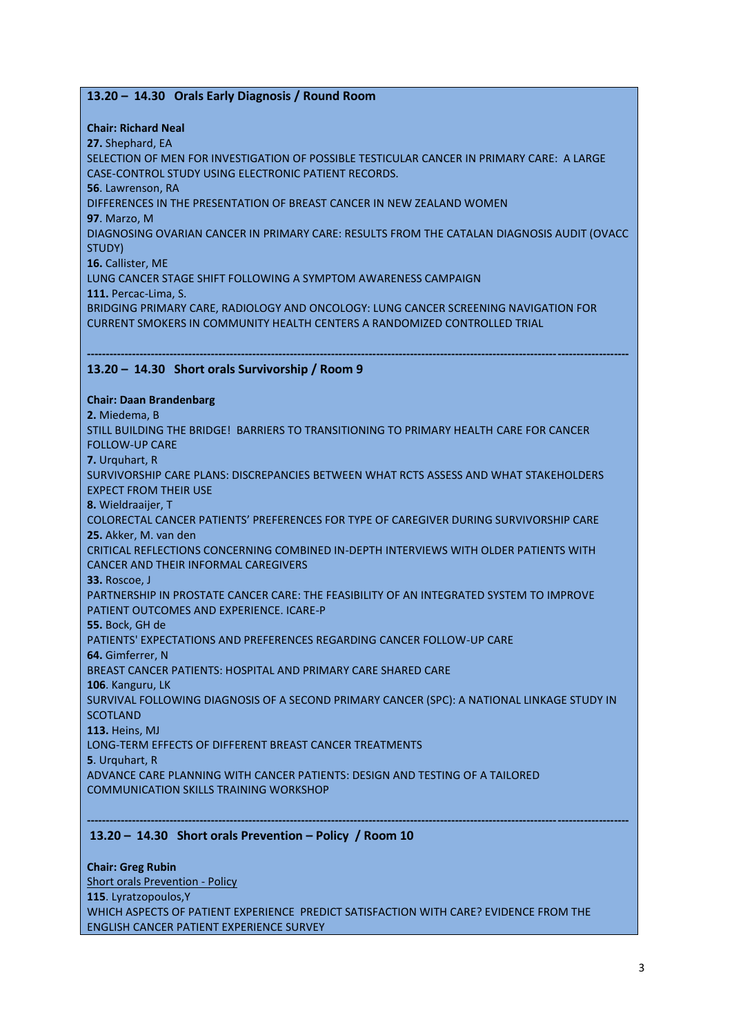### 13.20 – 14.30 Orals Early Diagnosis / Round Room

**Chair: Richard Neal**

**27.** Shephard, EA
SELECTION OF MEN FOR INVESTIGATION OF POSSIBLE TESTICULAR CANCER IN PRIMARY CARE: A LARGE CASE-CONTROL STUDY USING ELECTRONIC PATIENT RECORDS.

**56**. Lawrenson, RA
DIFFERENCES IN THE PRESENTATION OF BREAST CANCER IN NEW ZEALAND WOMEN

**97**. Marzo, M
DIAGNOSING OVARIAN CANCER IN PRIMARY CARE: RESULTS FROM THE CATALAN DIAGNOSIS AUDIT (OVACC STUDY)

**16.** Callister, ME
LUNG CANCER STAGE SHIFT FOLLOWING A SYMPTOM AWARENESS CAMPAIGN

**111.** Percac-Lima, S.
BRIDGING PRIMARY CARE, RADIOLOGY AND ONCOLOGY: LUNG CANCER SCREENING NAVIGATION FOR CURRENT SMOKERS IN COMMUNITY HEALTH CENTERS A RANDOMIZED CONTROLLED TRIAL

---

### 13.20 – 14.30 Short orals Survivorship / Room 9

**Chair: Daan Brandenbarg**

**2.** Miedema, B
STILL BUILDING THE BRIDGE! BARRIERS TO TRANSITIONING TO PRIMARY HEALTH CARE FOR CANCER FOLLOW-UP CARE

**7.** Urquhart, R
SURVIVORSHIP CARE PLANS: DISCREPANCIES BETWEEN WHAT RCTS ASSESS AND WHAT STAKEHOLDERS EXPECT FROM THEIR USE

**8.** Wieldraaijer, T
COLORECTAL CANCER PATIENTS' PREFERENCES FOR TYPE OF CAREGIVER DURING SURVIVORSHIP CARE

**25.** Akker, M. van den
CRITICAL REFLECTIONS CONCERNING COMBINED IN-DEPTH INTERVIEWS WITH OLDER PATIENTS WITH CANCER AND THEIR INFORMAL CAREGIVERS

**33.** Roscoe, J
PARTNERSHIP IN PROSTATE CANCER CARE: THE FEASIBILITY OF AN INTEGRATED SYSTEM TO IMPROVE PATIENT OUTCOMES AND EXPERIENCE. ICARE-P

**55.** Bock, GH de
PATIENTS' EXPECTATIONS AND PREFERENCES REGARDING CANCER FOLLOW-UP CARE

**64.** Gimferrer, N
BREAST CANCER PATIENTS: HOSPITAL AND PRIMARY CARE SHARED CARE

**106**. Kanguru, LK
SURVIVAL FOLLOWING DIAGNOSIS OF A SECOND PRIMARY CANCER (SPC): A NATIONAL LINKAGE STUDY IN SCOTLAND

**113.** Heins, MJ
LONG-TERM EFFECTS OF DIFFERENT BREAST CANCER TREATMENTS

**5**. Urquhart, R
ADVANCE CARE PLANNING WITH CANCER PATIENTS: DESIGN AND TESTING OF A TAILORED COMMUNICATION SKILLS TRAINING WORKSHOP

---

### 13.20 – 14.30 Short orals Prevention – Policy / Room 10

**Chair: Greg Rubin**

Short orals Prevention - Policy

**115**. Lyratzopoulos,Y
WHICH ASPECTS OF PATIENT EXPERIENCE PREDICT SATISFACTION WITH CARE? EVIDENCE FROM THE ENGLISH CANCER PATIENT EXPERIENCE SURVEY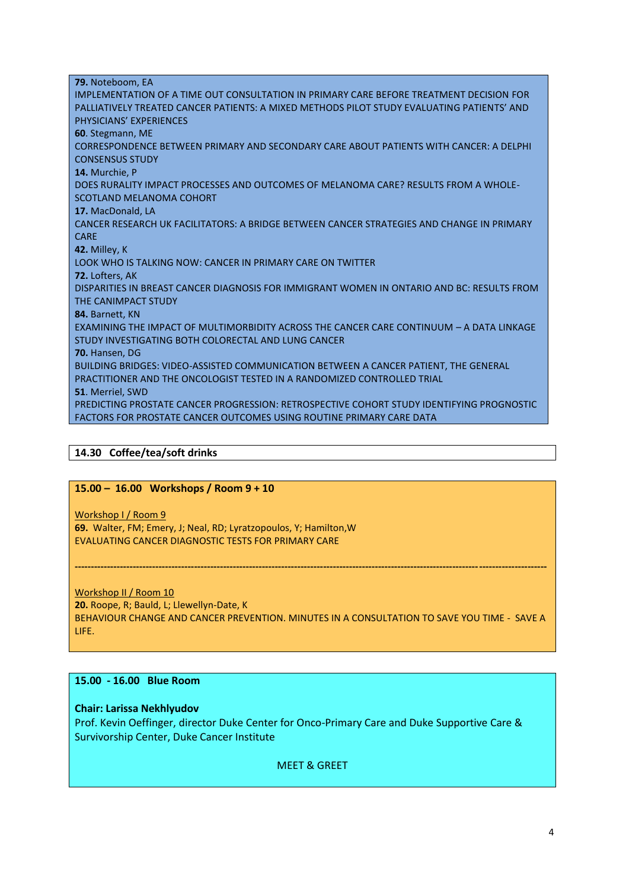**79.** Noteboom, EA
IMPLEMENTATION OF A TIME OUT CONSULTATION IN PRIMARY CARE BEFORE TREATMENT DECISION FOR PALLIATIVELY TREATED CANCER PATIENTS: A MIXED METHODS PILOT STUDY EVALUATING PATIENTS' AND PHYSICIANS' EXPERIENCES

**60**. Stegmann, ME
CORRESPONDENCE BETWEEN PRIMARY AND SECONDARY CARE ABOUT PATIENTS WITH CANCER: A DELPHI CONSENSUS STUDY

**14.** Murchie, P
DOES RURALITY IMPACT PROCESSES AND OUTCOMES OF MELANOMA CARE? RESULTS FROM A WHOLE-SCOTLAND MELANOMA COHORT

**17.** MacDonald, LA
CANCER RESEARCH UK FACILITATORS: A BRIDGE BETWEEN CANCER STRATEGIES AND CHANGE IN PRIMARY CARE

**42.** Milley, K
LOOK WHO IS TALKING NOW: CANCER IN PRIMARY CARE ON TWITTER

**72.** Lofters, AK
DISPARITIES IN BREAST CANCER DIAGNOSIS FOR IMMIGRANT WOMEN IN ONTARIO AND BC: RESULTS FROM THE CANIMPACT STUDY

**84.** Barnett, KN
EXAMINING THE IMPACT OF MULTIMORBIDITY ACROSS THE CANCER CARE CONTINUUM – A DATA LINKAGE STUDY INVESTIGATING BOTH COLORECTAL AND LUNG CANCER

**70.** Hansen, DG
BUILDING BRIDGES: VIDEO-ASSISTED COMMUNICATION BETWEEN A CANCER PATIENT, THE GENERAL PRACTITIONER AND THE ONCOLOGIST TESTED IN A RANDOMIZED CONTROLLED TRIAL

**51**. Merriel, SWD
PREDICTING PROSTATE CANCER PROGRESSION: RETROSPECTIVE COHORT STUDY IDENTIFYING PROGNOSTIC FACTORS FOR PROSTATE CANCER OUTCOMES USING ROUTINE PRIMARY CARE DATA

**14.30 Coffee/tea/soft drinks**

**15.00 – 16.00 Workshops / Room 9 + 10**

Workshop I / Room 9
**69.** Walter, FM; Emery, J; Neal, RD; Lyratzopoulos, Y; Hamilton,W
EVALUATING CANCER DIAGNOSTIC TESTS FOR PRIMARY CARE

---

Workshop II / Room 10
**20.** Roope, R; Bauld, L; Llewellyn-Date, K
BEHAVIOUR CHANGE AND CANCER PREVENTION. MINUTES IN A CONSULTATION TO SAVE YOU TIME - SAVE A LIFE.

**15.00 - 16.00 Blue Room**

**Chair: Larissa Nekhlyudov**
Prof. Kevin Oeffinger, director Duke Center for Onco-Primary Care and Duke Supportive Care & Survivorship Center, Duke Cancer Institute

MEET & GREET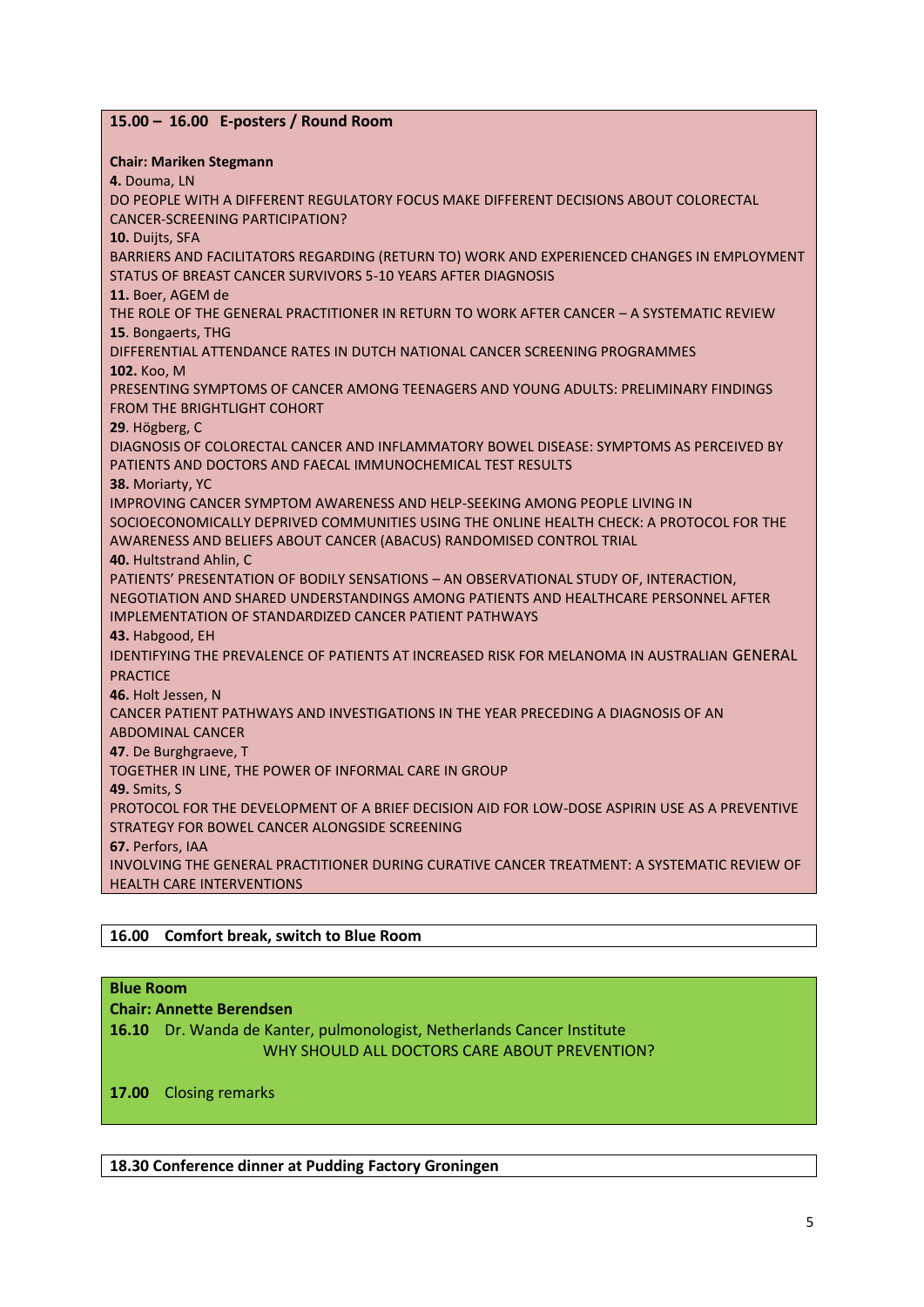**15.00 – 16.00 E-posters / Round Room**

**Chair: Mariken Stegmann**

**4.** Douma, LN
DO PEOPLE WITH A DIFFERENT REGULATORY FOCUS MAKE DIFFERENT DECISIONS ABOUT COLORECTAL CANCER-SCREENING PARTICIPATION?

**10.** Duijts, SFA
BARRIERS AND FACILITATORS REGARDING (RETURN TO) WORK AND EXPERIENCED CHANGES IN EMPLOYMENT STATUS OF BREAST CANCER SURVIVORS 5-10 YEARS AFTER DIAGNOSIS

**11.** Boer, AGEM de
THE ROLE OF THE GENERAL PRACTITIONER IN RETURN TO WORK AFTER CANCER – A SYSTEMATIC REVIEW

**15**. Bongaerts, THG
DIFFERENTIAL ATTENDANCE RATES IN DUTCH NATIONAL CANCER SCREENING PROGRAMMES

**102.** Koo, M
PRESENTING SYMPTOMS OF CANCER AMONG TEENAGERS AND YOUNG ADULTS: PRELIMINARY FINDINGS FROM THE BRIGHTLIGHT COHORT

**29**. Högberg, C
DIAGNOSIS OF COLORECTAL CANCER AND INFLAMMATORY BOWEL DISEASE: SYMPTOMS AS PERCEIVED BY PATIENTS AND DOCTORS AND FAECAL IMMUNOCHEMICAL TEST RESULTS

**38.** Moriarty, YC
IMPROVING CANCER SYMPTOM AWARENESS AND HELP-SEEKING AMONG PEOPLE LIVING IN SOCIOECONOMICALLY DEPRIVED COMMUNITIES USING THE ONLINE HEALTH CHECK: A PROTOCOL FOR THE AWARENESS AND BELIEFS ABOUT CANCER (ABACUS) RANDOMISED CONTROL TRIAL

**40.** Hultstrand Ahlin, C
PATIENTS' PRESENTATION OF BODILY SENSATIONS – AN OBSERVATIONAL STUDY OF, INTERACTION, NEGOTIATION AND SHARED UNDERSTANDINGS AMONG PATIENTS AND HEALTHCARE PERSONNEL AFTER IMPLEMENTATION OF STANDARDIZED CANCER PATIENT PATHWAYS

**43.** Habgood, EH
IDENTIFYING THE PREVALENCE OF PATIENTS AT INCREASED RISK FOR MELANOMA IN AUSTRALIAN GENERAL PRACTICE

**46.** Holt Jessen, N
CANCER PATIENT PATHWAYS AND INVESTIGATIONS IN THE YEAR PRECEDING A DIAGNOSIS OF AN ABDOMINAL CANCER

**47**. De Burghgraeve, T
TOGETHER IN LINE, THE POWER OF INFORMAL CARE IN GROUP

**49.** Smits, S
PROTOCOL FOR THE DEVELOPMENT OF A BRIEF DECISION AID FOR LOW-DOSE ASPIRIN USE AS A PREVENTIVE STRATEGY FOR BOWEL CANCER ALONGSIDE SCREENING

**67.** Perfors, IAA
INVOLVING THE GENERAL PRACTITIONER DURING CURATIVE CANCER TREATMENT: A SYSTEMATIC REVIEW OF HEALTH CARE INTERVENTIONS

**16.00 Comfort break, switch to Blue Room**

**Blue Room**
**Chair: Annette Berendsen**

**16.10** Dr. Wanda de Kanter, pulmonologist, Netherlands Cancer Institute
WHY SHOULD ALL DOCTORS CARE ABOUT PREVENTION?

**17.00** Closing remarks

**18.30 Conference dinner at Pudding Factory Groningen**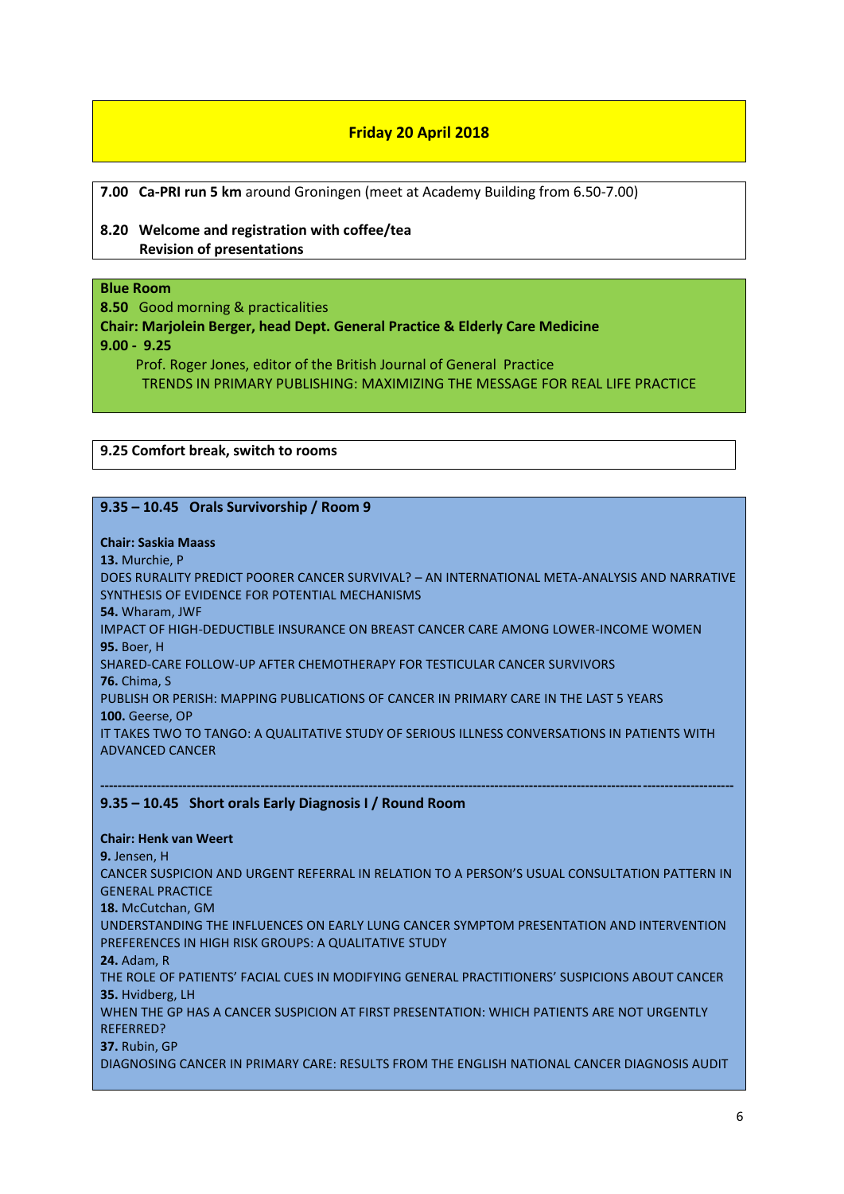## Friday 20 April 2018

**7.00 Ca-PRI run 5 km** around Groningen (meet at Academy Building from 6.50-7.00)

**8.20 Welcome and registration with coffee/tea**
**Revision of presentations**

**Blue Room**
**8.50** Good morning & practicalities
**Chair: Marjolein Berger, head Dept. General Practice & Elderly Care Medicine**
**9.00 - 9.25**
Prof. Roger Jones, editor of the British Journal of General Practice
TRENDS IN PRIMARY PUBLISHING: MAXIMIZING THE MESSAGE FOR REAL LIFE PRACTICE

**9.25 Comfort break, switch to rooms**

### 9.35 – 10.45 Orals Survivorship / Room 9

**Chair: Saskia Maass**

**13.** Murchie, P
DOES RURALITY PREDICT POORER CANCER SURVIVAL? – AN INTERNATIONAL META-ANALYSIS AND NARRATIVE SYNTHESIS OF EVIDENCE FOR POTENTIAL MECHANISMS

**54.** Wharam, JWF
IMPACT OF HIGH-DEDUCTIBLE INSURANCE ON BREAST CANCER CARE AMONG LOWER-INCOME WOMEN

**95.** Boer, H
SHARED-CARE FOLLOW-UP AFTER CHEMOTHERAPY FOR TESTICULAR CANCER SURVIVORS

**76.** Chima, S
PUBLISH OR PERISH: MAPPING PUBLICATIONS OF CANCER IN PRIMARY CARE IN THE LAST 5 YEARS

**100.** Geerse, OP
IT TAKES TWO TO TANGO: A QUALITATIVE STUDY OF SERIOUS ILLNESS CONVERSATIONS IN PATIENTS WITH ADVANCED CANCER

---

### 9.35 – 10.45 Short orals Early Diagnosis I / Round Room

**Chair: Henk van Weert**

**9.** Jensen, H
CANCER SUSPICION AND URGENT REFERRAL IN RELATION TO A PERSON'S USUAL CONSULTATION PATTERN IN GENERAL PRACTICE

**18.** McCutchan, GM
UNDERSTANDING THE INFLUENCES ON EARLY LUNG CANCER SYMPTOM PRESENTATION AND INTERVENTION PREFERENCES IN HIGH RISK GROUPS: A QUALITATIVE STUDY

**24.** Adam, R
THE ROLE OF PATIENTS' FACIAL CUES IN MODIFYING GENERAL PRACTITIONERS' SUSPICIONS ABOUT CANCER

**35.** Hvidberg, LH
WHEN THE GP HAS A CANCER SUSPICION AT FIRST PRESENTATION: WHICH PATIENTS ARE NOT URGENTLY REFERRED?

**37.** Rubin, GP
DIAGNOSING CANCER IN PRIMARY CARE: RESULTS FROM THE ENGLISH NATIONAL CANCER DIAGNOSIS AUDIT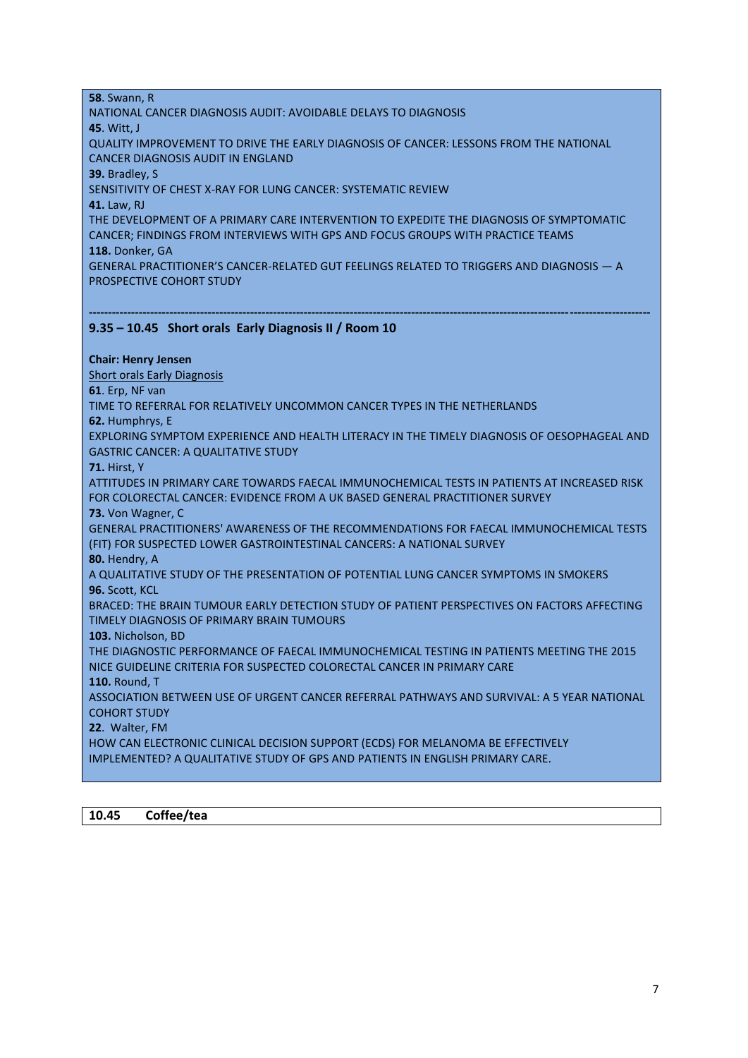**58**. Swann, R
NATIONAL CANCER DIAGNOSIS AUDIT: AVOIDABLE DELAYS TO DIAGNOSIS
**45**. Witt, J
QUALITY IMPROVEMENT TO DRIVE THE EARLY DIAGNOSIS OF CANCER: LESSONS FROM THE NATIONAL CANCER DIAGNOSIS AUDIT IN ENGLAND
**39.** Bradley, S
SENSITIVITY OF CHEST X-RAY FOR LUNG CANCER: SYSTEMATIC REVIEW
**41.** Law, RJ
THE DEVELOPMENT OF A PRIMARY CARE INTERVENTION TO EXPEDITE THE DIAGNOSIS OF SYMPTOMATIC CANCER; FINDINGS FROM INTERVIEWS WITH GPS AND FOCUS GROUPS WITH PRACTICE TEAMS
**118.** Donker, GA
GENERAL PRACTITIONER'S CANCER-RELATED GUT FEELINGS RELATED TO TRIGGERS AND DIAGNOSIS — A PROSPECTIVE COHORT STUDY

---

**9.35 – 10.45 Short orals Early Diagnosis II / Room 10**

**Chair: Henry Jensen**

Short orals Early Diagnosis

**61**. Erp, NF van
TIME TO REFERRAL FOR RELATIVELY UNCOMMON CANCER TYPES IN THE NETHERLANDS
**62.** Humphrys, E
EXPLORING SYMPTOM EXPERIENCE AND HEALTH LITERACY IN THE TIMELY DIAGNOSIS OF OESOPHAGEAL AND GASTRIC CANCER: A QUALITATIVE STUDY
**71.** Hirst, Y
ATTITUDES IN PRIMARY CARE TOWARDS FAECAL IMMUNOCHEMICAL TESTS IN PATIENTS AT INCREASED RISK FOR COLORECTAL CANCER: EVIDENCE FROM A UK BASED GENERAL PRACTITIONER SURVEY
**73.** Von Wagner, C
GENERAL PRACTITIONERS' AWARENESS OF THE RECOMMENDATIONS FOR FAECAL IMMUNOCHEMICAL TESTS (FIT) FOR SUSPECTED LOWER GASTROINTESTINAL CANCERS: A NATIONAL SURVEY
**80.** Hendry, A
A QUALITATIVE STUDY OF THE PRESENTATION OF POTENTIAL LUNG CANCER SYMPTOMS IN SMOKERS
**96.** Scott, KCL
BRACED: THE BRAIN TUMOUR EARLY DETECTION STUDY OF PATIENT PERSPECTIVES ON FACTORS AFFECTING TIMELY DIAGNOSIS OF PRIMARY BRAIN TUMOURS
**103.** Nicholson, BD
THE DIAGNOSTIC PERFORMANCE OF FAECAL IMMUNOCHEMICAL TESTING IN PATIENTS MEETING THE 2015 NICE GUIDELINE CRITERIA FOR SUSPECTED COLORECTAL CANCER IN PRIMARY CARE
**110.** Round, T
ASSOCIATION BETWEEN USE OF URGENT CANCER REFERRAL PATHWAYS AND SURVIVAL: A 5 YEAR NATIONAL COHORT STUDY
**22**. Walter, FM
HOW CAN ELECTRONIC CLINICAL DECISION SUPPORT (ECDS) FOR MELANOMA BE EFFECTIVELY IMPLEMENTED? A QUALITATIVE STUDY OF GPS AND PATIENTS IN ENGLISH PRIMARY CARE.

**10.45 Coffee/tea**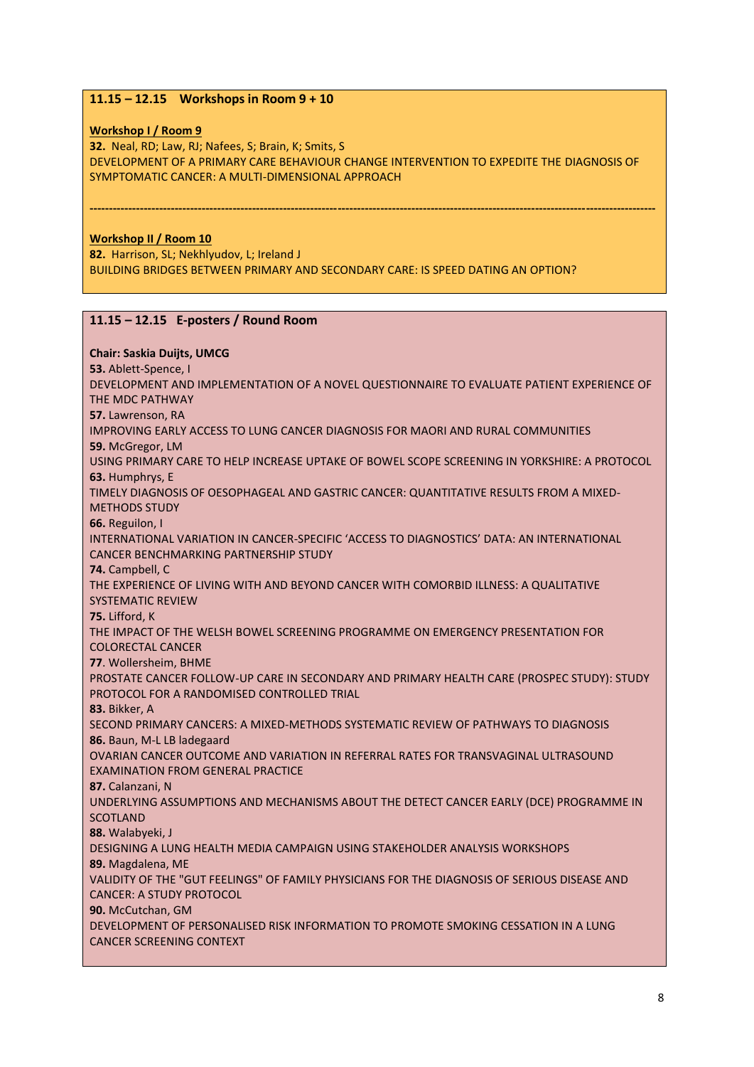## 11.15 – 12.15 Workshops in Room 9 + 10

**Workshop I / Room 9**

**32.** Neal, RD; Law, RJ; Nafees, S; Brain, K; Smits, S
DEVELOPMENT OF A PRIMARY CARE BEHAVIOUR CHANGE INTERVENTION TO EXPEDITE THE DIAGNOSIS OF SYMPTOMATIC CANCER: A MULTI-DIMENSIONAL APPROACH

---

**Workshop II / Room 10**

**82.** Harrison, SL; Nekhlyudov, L; Ireland J
BUILDING BRIDGES BETWEEN PRIMARY AND SECONDARY CARE: IS SPEED DATING AN OPTION?

## 11.15 – 12.15 E-posters / Round Room

**Chair: Saskia Duijts, UMCG**

**53.** Ablett-Spence, I
DEVELOPMENT AND IMPLEMENTATION OF A NOVEL QUESTIONNAIRE TO EVALUATE PATIENT EXPERIENCE OF THE MDC PATHWAY

**57.** Lawrenson, RA
IMPROVING EARLY ACCESS TO LUNG CANCER DIAGNOSIS FOR MAORI AND RURAL COMMUNITIES

**59.** McGregor, LM
USING PRIMARY CARE TO HELP INCREASE UPTAKE OF BOWEL SCOPE SCREENING IN YORKSHIRE: A PROTOCOL

**63.** Humphrys, E
TIMELY DIAGNOSIS OF OESOPHAGEAL AND GASTRIC CANCER: QUANTITATIVE RESULTS FROM A MIXED-METHODS STUDY

**66.** Reguilon, I
INTERNATIONAL VARIATION IN CANCER-SPECIFIC 'ACCESS TO DIAGNOSTICS' DATA: AN INTERNATIONAL CANCER BENCHMARKING PARTNERSHIP STUDY

**74.** Campbell, C
THE EXPERIENCE OF LIVING WITH AND BEYOND CANCER WITH COMORBID ILLNESS: A QUALITATIVE SYSTEMATIC REVIEW

**75.** Lifford, K
THE IMPACT OF THE WELSH BOWEL SCREENING PROGRAMME ON EMERGENCY PRESENTATION FOR COLORECTAL CANCER

**77**. Wollersheim, BHME
PROSTATE CANCER FOLLOW-UP CARE IN SECONDARY AND PRIMARY HEALTH CARE (PROSPEC STUDY): STUDY PROTOCOL FOR A RANDOMISED CONTROLLED TRIAL

**83.** Bikker, A
SECOND PRIMARY CANCERS: A MIXED-METHODS SYSTEMATIC REVIEW OF PATHWAYS TO DIAGNOSIS

**86.** Baun, M-L LB ladegaard
OVARIAN CANCER OUTCOME AND VARIATION IN REFERRAL RATES FOR TRANSVAGINAL ULTRASOUND EXAMINATION FROM GENERAL PRACTICE

**87.** Calanzani, N
UNDERLYING ASSUMPTIONS AND MECHANISMS ABOUT THE DETECT CANCER EARLY (DCE) PROGRAMME IN SCOTLAND

**88.** Walabyeki, J
DESIGNING A LUNG HEALTH MEDIA CAMPAIGN USING STAKEHOLDER ANALYSIS WORKSHOPS

**89.** Magdalena, ME
VALIDITY OF THE "GUT FEELINGS" OF FAMILY PHYSICIANS FOR THE DIAGNOSIS OF SERIOUS DISEASE AND CANCER: A STUDY PROTOCOL

**90.** McCutchan, GM
DEVELOPMENT OF PERSONALISED RISK INFORMATION TO PROMOTE SMOKING CESSATION IN A LUNG CANCER SCREENING CONTEXT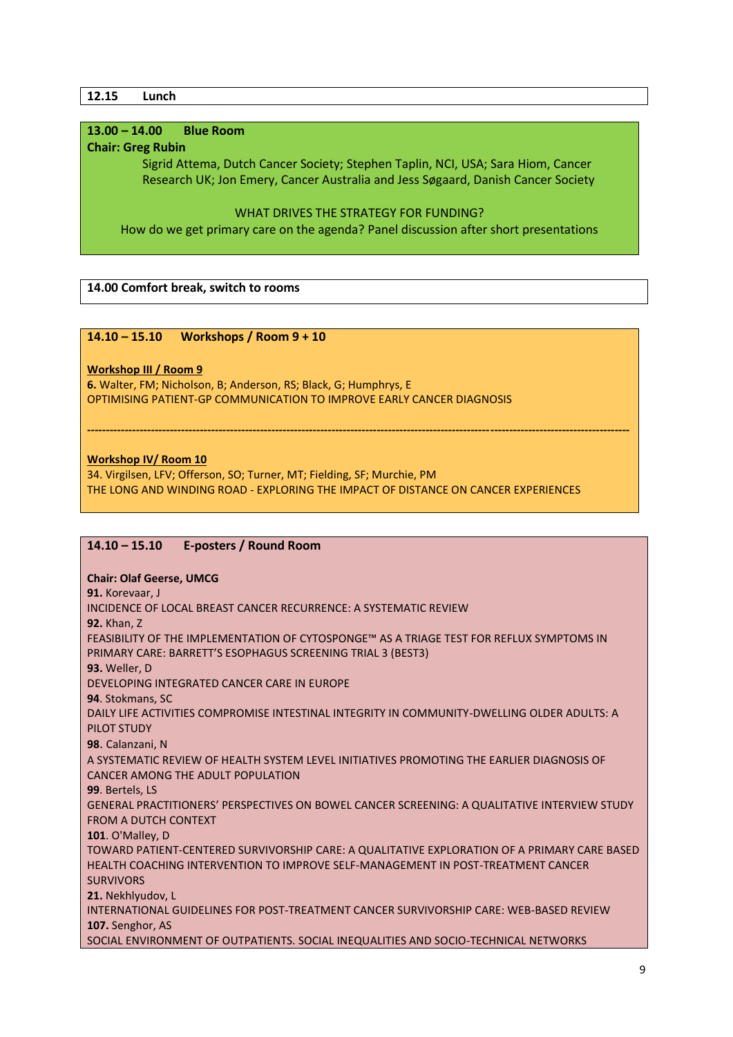**12.15 Lunch**

**13.00 – 14.00 Blue Room**

**Chair: Greg Rubin**

Sigrid Attema, Dutch Cancer Society; Stephen Taplin, NCI, USA; Sara Hiom, Cancer Research UK; Jon Emery, Cancer Australia and Jess Søgaard, Danish Cancer Society

WHAT DRIVES THE STRATEGY FOR FUNDING?

How do we get primary care on the agenda? Panel discussion after short presentations

**14.00 Comfort break, switch to rooms**

**14.10 – 15.10 Workshops / Room 9 + 10**

**Workshop III / Room 9**

**6.** Walter, FM; Nicholson, B; Anderson, RS; Black, G; Humphrys, E
OPTIMISING PATIENT-GP COMMUNICATION TO IMPROVE EARLY CANCER DIAGNOSIS

---

**Workshop IV/ Room 10**

34. Virgilsen, LFV; Offerson, SO; Turner, MT; Fielding, SF; Murchie, PM
THE LONG AND WINDING ROAD - EXPLORING THE IMPACT OF DISTANCE ON CANCER EXPERIENCES

**14.10 – 15.10 E-posters / Round Room**

**Chair: Olaf Geerse, UMCG**

**91.** Korevaar, J
INCIDENCE OF LOCAL BREAST CANCER RECURRENCE: A SYSTEMATIC REVIEW

**92.** Khan, Z
FEASIBILITY OF THE IMPLEMENTATION OF CYTOSPONGE™ AS A TRIAGE TEST FOR REFLUX SYMPTOMS IN PRIMARY CARE: BARRETT'S ESOPHAGUS SCREENING TRIAL 3 (BEST3)

**93.** Weller, D
DEVELOPING INTEGRATED CANCER CARE IN EUROPE

**94**. Stokmans, SC
DAILY LIFE ACTIVITIES COMPROMISE INTESTINAL INTEGRITY IN COMMUNITY-DWELLING OLDER ADULTS: A PILOT STUDY

**98**. Calanzani, N
A SYSTEMATIC REVIEW OF HEALTH SYSTEM LEVEL INITIATIVES PROMOTING THE EARLIER DIAGNOSIS OF CANCER AMONG THE ADULT POPULATION

**99**. Bertels, LS
GENERAL PRACTITIONERS' PERSPECTIVES ON BOWEL CANCER SCREENING: A QUALITATIVE INTERVIEW STUDY FROM A DUTCH CONTEXT

**101**. O'Malley, D
TOWARD PATIENT-CENTERED SURVIVORSHIP CARE: A QUALITATIVE EXPLORATION OF A PRIMARY CARE BASED HEALTH COACHING INTERVENTION TO IMPROVE SELF-MANAGEMENT IN POST-TREATMENT CANCER SURVIVORS

**21.** Nekhlyudov, L
INTERNATIONAL GUIDELINES FOR POST-TREATMENT CANCER SURVIVORSHIP CARE: WEB-BASED REVIEW

**107.** Senghor, AS
SOCIAL ENVIRONMENT OF OUTPATIENTS. SOCIAL INEQUALITIES AND SOCIO-TECHNICAL NETWORKS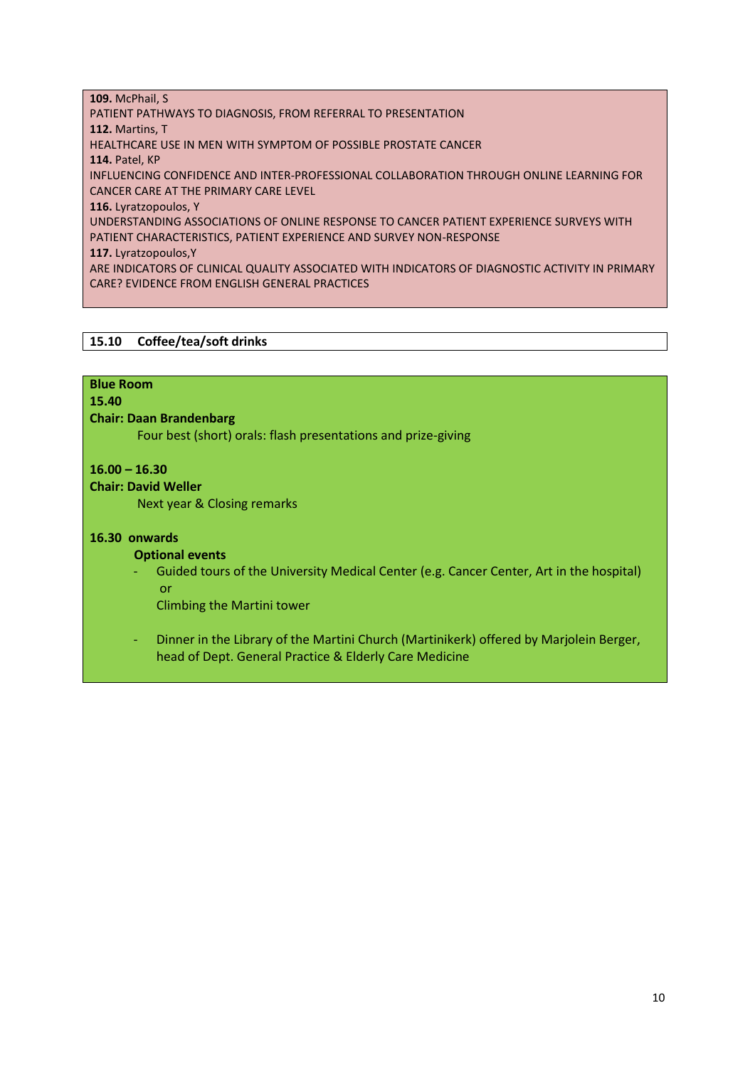**109.** McPhail, S

PATIENT PATHWAYS TO DIAGNOSIS, FROM REFERRAL TO PRESENTATION

**112.** Martins, T

HEALTHCARE USE IN MEN WITH SYMPTOM OF POSSIBLE PROSTATE CANCER

**114.** Patel, KP

INFLUENCING CONFIDENCE AND INTER-PROFESSIONAL COLLABORATION THROUGH ONLINE LEARNING FOR CANCER CARE AT THE PRIMARY CARE LEVEL

**116.** Lyratzopoulos, Y

UNDERSTANDING ASSOCIATIONS OF ONLINE RESPONSE TO CANCER PATIENT EXPERIENCE SURVEYS WITH PATIENT CHARACTERISTICS, PATIENT EXPERIENCE AND SURVEY NON-RESPONSE

**117.** Lyratzopoulos,Y

ARE INDICATORS OF CLINICAL QUALITY ASSOCIATED WITH INDICATORS OF DIAGNOSTIC ACTIVITY IN PRIMARY CARE? EVIDENCE FROM ENGLISH GENERAL PRACTICES

**15.10 Coffee/tea/soft drinks**

**Blue Room**

**15.40**

**Chair: Daan Brandenbarg**

Four best (short) orals: flash presentations and prize-giving

**16.00 – 16.30**

**Chair: David Weller**

Next year & Closing remarks

**16.30 onwards**

**Optional events**

- Guided tours of the University Medical Center (e.g. Cancer Center, Art in the hospital)
  or
  Climbing the Martini tower
- Dinner in the Library of the Martini Church (Martinikerk) offered by Marjolein Berger, head of Dept. General Practice & Elderly Care Medicine